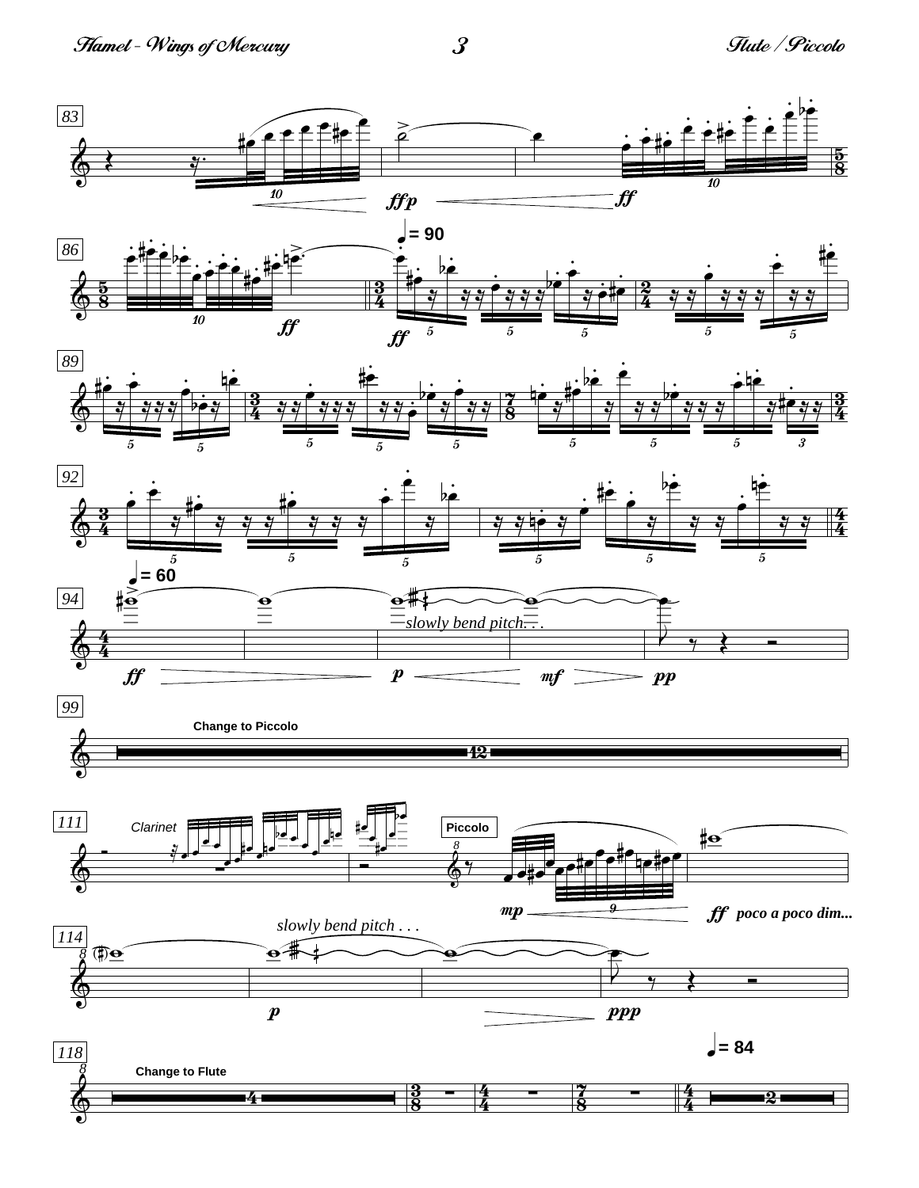83

*ffp* *ff*

86

♩= 90

*ff* *ff*

89

92

♩= 60

94

*slowly bend pitch . . .*

*ff* *p* *mf* *pp*

99

Change to Piccolo

12

111

Clarinet

Piccolo

*mp* *ff* *poco a poco dim...*

*slowly bend pitch . . .*

114

*p* *ppp*

118

Change to Flute

♩= 84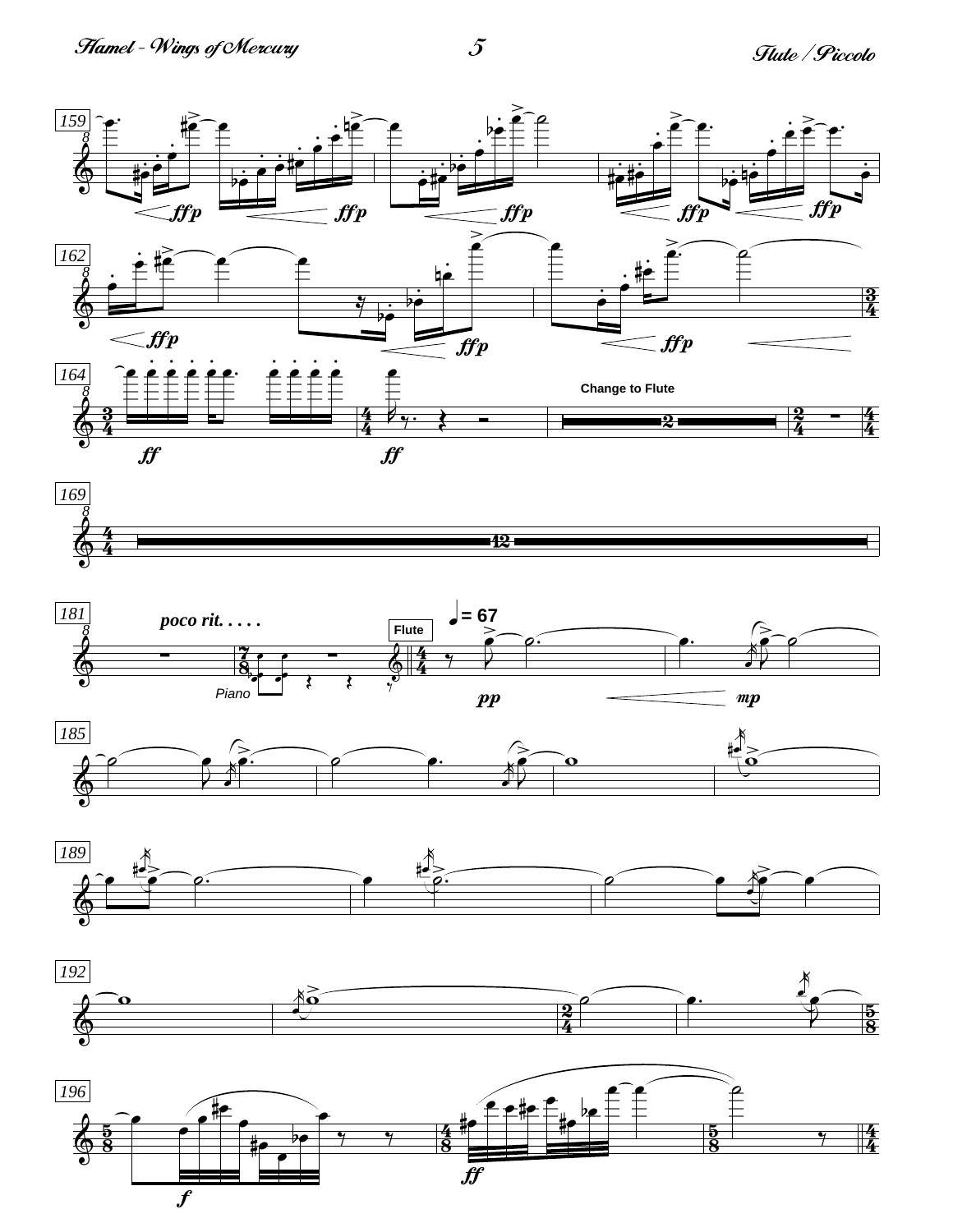159

*ffp* *ffp* *ffp* *ffp* *ffp*

162

*ffp* *ffp* *ffp*

164

*ff* *ff*

Change to Flute

2

169

12

181

*poco rit. . . . .*

Piano

Flute

♩= 67

*pp* *mp*

185

189

192

196

*f* *ff*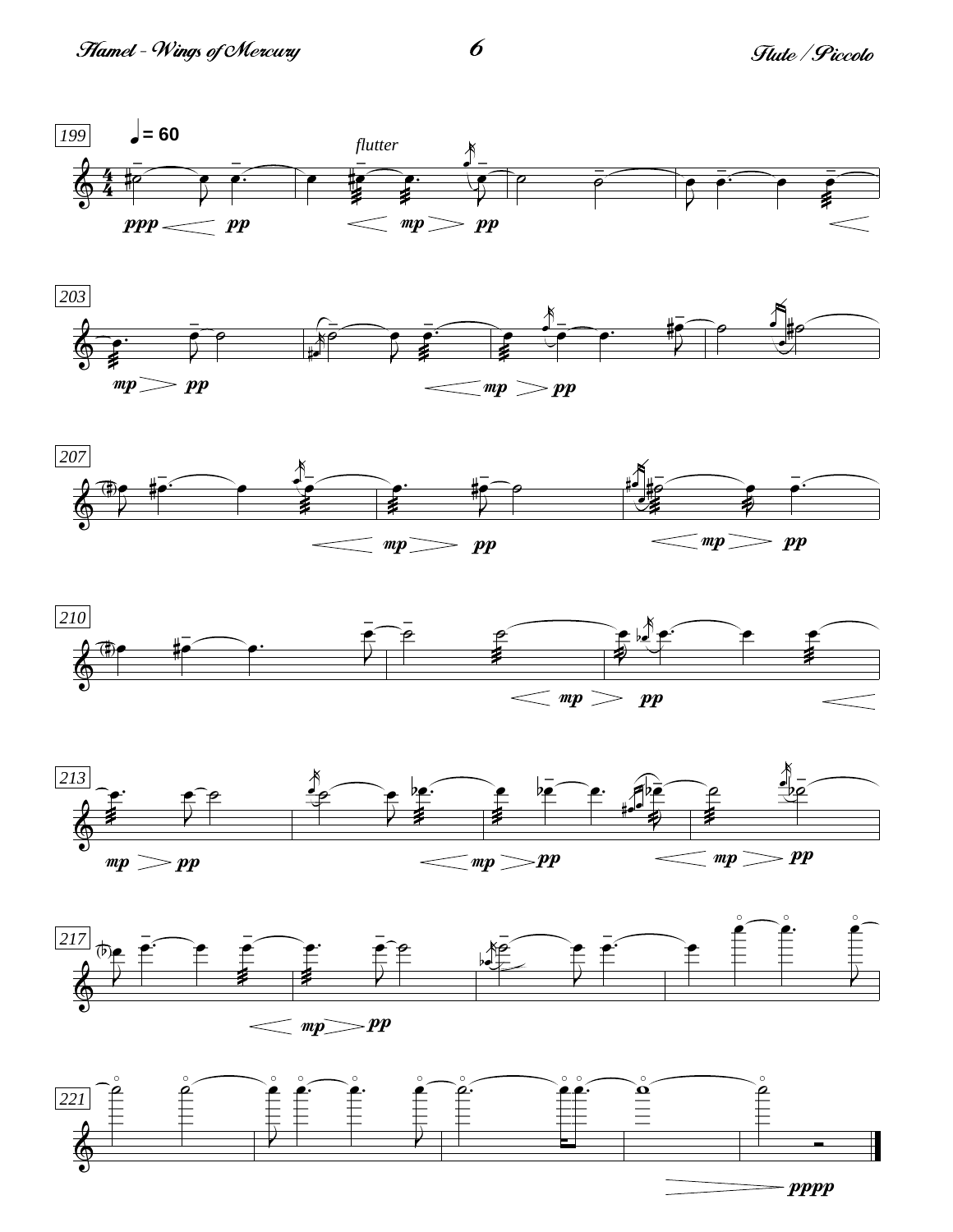199 ♩ = 60

*flutter*

ppp pp mp pp

mp pp

203

mp pp mp pp

207

mp pp mp pp

210

mp pp

213

mp pp mp pp mp pp

217

mp pp

221

pppp